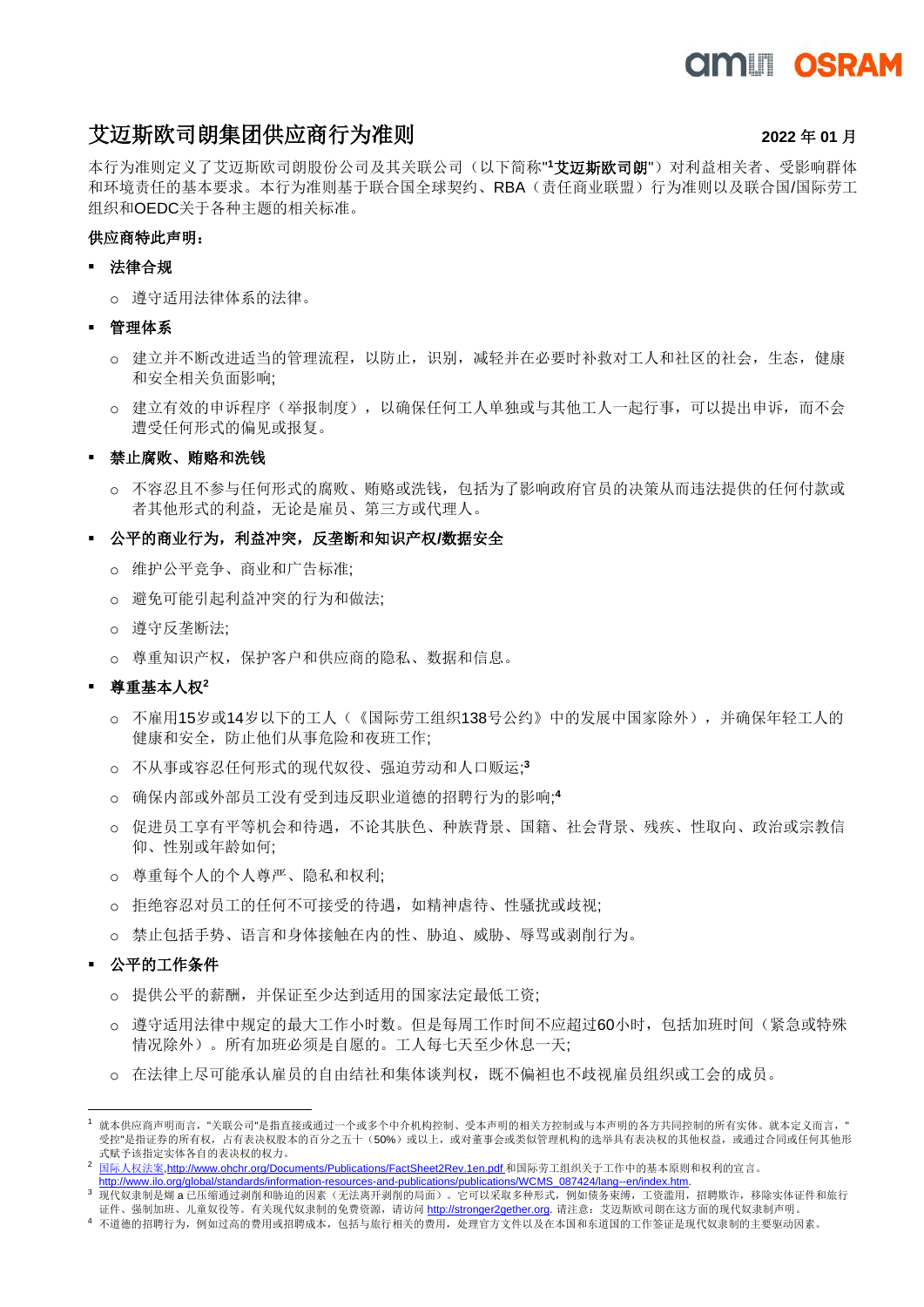# 艾迈斯欧司朗集团供应商行为准则

**2022 年 01 月**

本行为准则定义了艾迈斯欧司朗股份公司及其关联公司（以下简称"[1]**艾迈斯欧司朗**"）对利益相关者、受影响群体和环境责任的基本要求。本行为准则基于联合国全球契约、RBA（责任商业联盟）行为准则以及联合国/国际劳工组织和OEDC关于各种主题的相关标准。

**供应商特此声明：**

- **法律合规**
  - 遵守适用法律体系的法律。
- **管理体系**
  - 建立并不断改进适当的管理流程，以防止，识别，减轻并在必要时补救对工人和社区的社会，生态，健康和安全相关负面影响;
  - 建立有效的申诉程序（举报制度），以确保任何工人单独或与其他工人一起行事，可以提出申诉，而不会遭受任何形式的偏见或报复。
- **禁止腐败、贿赂和洗钱**
  - 不容忍且不参与任何形式的腐败、贿赂或洗钱，包括为了影响政府官员的决策从而违法提供的任何付款或者其他形式的利益，无论是雇员、第三方或代理人。
- **公平的商业行为，利益冲突，反垄断和知识产权/数据安全**
  - 维护公平竞争、商业和广告标准;
  - 避免可能引起利益冲突的行为和做法;
  - 遵守反垄断法;
  - 尊重知识产权，保护客户和供应商的隐私、数据和信息。
- **尊重基本人权[2]**
  - 不雇用15岁或14岁以下的工人（《国际劳工组织138号公约》中的发展中国家除外），并确保年轻工人的健康和安全，防止他们从事危险和夜班工作;
  - 不从事或容忍任何形式的现代奴役、强迫劳动和人口贩运;[3]
  - 确保内部或外部员工没有受到违反职业道德的招聘行为的影响;[4]
  - 促进员工享有平等机会和待遇，不论其肤色、种族背景、国籍、社会背景、残疾、性取向、政治或宗教信仰、性别或年龄如何;
  - 尊重每个人的个人尊严、隐私和权利;
  - 拒绝容忍对员工的任何不可接受的待遇，如精神虐待、性骚扰或歧视;
  - 禁止包括手势、语言和身体接触在内的性、胁迫、威胁、辱骂或剥削行为。
- **公平的工作条件**
  - 提供公平的薪酬，并保证至少达到适用的国家法定最低工资;
  - 遵守适用法律中规定的最大工作小时数。但是每周工作时间不应超过60小时，包括加班时间（紧急或特殊情况除外）。所有加班必须是自愿的。工人每七天至少休息一天;
  - 在法律上尽可能承认雇员的自由结社和集体谈判权，既不偏袒也不歧视雇员组织或工会的成员。

---

[1] 就本供应商声明而言，"关联公司"是指直接或通过一个或多个中介机构控制、受本声明的相关方控制或与本声明的各方共同控制的所有实体。就本定义而言，"受控"是指证券的所有权，占有表决权股本的百分之五十（50%）或以上，或对董事会或类似管理机构的选举具有表决权的其他权益，或通过合同或任何其他形式赋予该指定实体各自的表决权的权力。

[2] 国际人权法案,http://www.ohchr.org/Documents/Publications/FactSheet2Rev.1en.pdf 和国际劳工组织关于工作中的基本原则和权利的宣言。http://www.ilo.org/global/standards/information-resources-and-publications/publications/WCMS_087424/lang--en/index.htm.

[3] 现代奴隶制是端 a 已压缩通过剥削和胁迫的因素（无法离开剥削的局面）。它可以采取多种形式，例如债务束缚，工资滥用，招聘欺诈，移除实体证件和旅行证件、强制加班、儿童奴役等。有关现代奴隶制的免费资源，请访问 http://stronger2gether.org. 请注意：艾迈斯欧司朗在这方面的现代奴隶制声明。

[4] 不道德的招聘行为，例如过高的费用或招聘成本，包括与旅行相关的费用，处理官方文件以及在本国和东道国的工作签证是现代奴隶制的主要驱动因素。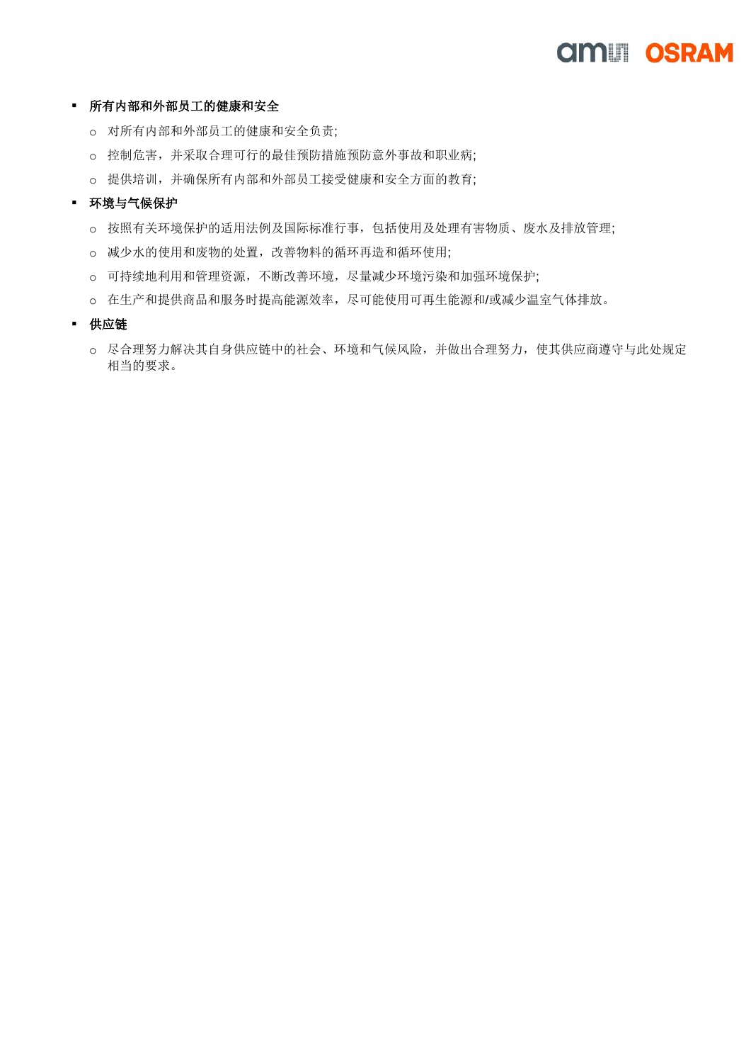- **所有内部和外部员工的健康和安全**
  - 对所有内部和外部员工的健康和安全负责;
  - 控制危害，并采取合理可行的最佳预防措施预防意外事故和职业病;
  - 提供培训，并确保所有内部和外部员工接受健康和安全方面的教育;
- **环境与气候保护**
  - 按照有关环境保护的适用法例及国际标准行事，包括使用及处理有害物质、废水及排放管理;
  - 减少水的使用和废物的处置，改善物料的循环再造和循环使用;
  - 可持续地利用和管理资源，不断改善环境，尽量减少环境污染和加强环境保护;
  - 在生产和提供商品和服务时提高能源效率，尽可能使用可再生能源和/或减少温室气体排放。
- **供应链**
  - 尽合理努力解决其自身供应链中的社会、环境和气候风险，并做出合理努力，使其供应商遵守与此处规定相当的要求。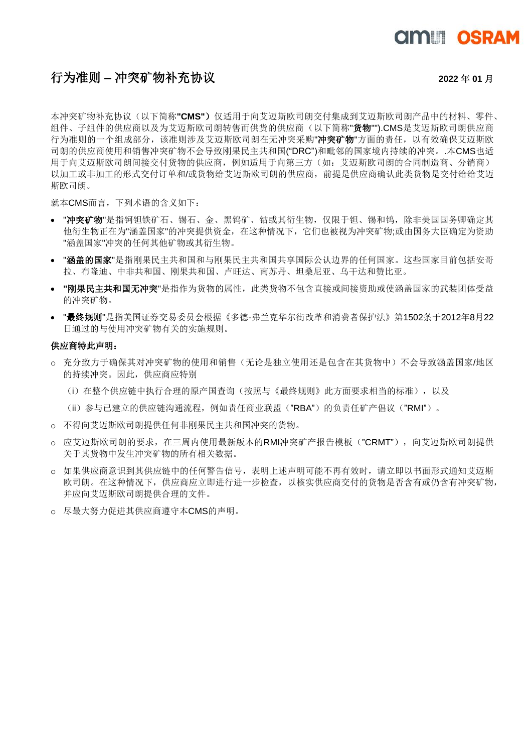# 行为准则 – 冲突矿物补充协议

2022 年 01 月

本冲突矿物补充协议（以下简称**"CMS"**）仅适用于向艾迈斯欧司朗交付集成到艾迈斯欧司朗产品中的材料、零件、组件、子组件的供应商以及为艾迈斯欧司朗转售而供货的供应商（以下简称"**货物**"").CMS是艾迈斯欧司朗供应商行为准则的一个组成部分，该准则涉及艾迈斯欧司朗在无冲突采购"**冲突矿物**"方面的责任，以有效确保艾迈斯欧司朗的供应商使用和销售冲突矿物不会导致刚果民主共和国("DRC")和毗邻的国家境内持续的冲突。.本CMS也适用于向艾迈斯欧司朗间接交付货物的供应商，例如适用于向第三方（如：艾迈斯欧司朗的合同制造商、分销商）以加工或非加工的形式交付订单和/或货物给艾迈斯欧司朗的供应商，前提是供应商确认此类货物是交付给给艾迈斯欧司朗。

就本CMS而言，下列术语的含义如下：

- "**冲突矿物**"是指钶钽铁矿石、锡石、金、黑钨矿、钴或其衍生物，仅限于钽、锡和钨，除非美国国务卿确定其他衍生物正在为"涵盖国家"的冲突提供资金，在这种情况下，它们也被视为冲突矿物;或由国务大臣确定为资助"涵盖国家"冲突的任何其他矿物或其衍生物。
- "**涵盖的国家**"是指刚果民主共和国和与刚果民主共和国共享国际公认边界的任何国家。这些国家目前包括安哥拉、布隆迪、中非共和国、刚果共和国、卢旺达、南苏丹、坦桑尼亚、乌干达和赞比亚。
- "**刚果民主共和国无冲突**"是指作为货物的属性，此类货物不包含直接或间接资助或使涵盖国家的武装团体受益的冲突矿物。
- "**最终规则**"是指美国证券交易委员会根据《多德-弗兰克华尔街改革和消费者保护法》第1502条于2012年8月22日通过的与使用冲突矿物有关的实施规则。

**供应商特此声明：**

- 充分致力于确保其对冲突矿物的使用和销售（无论是独立使用还是包含在其货物中）不会导致涵盖国家/地区的持续冲突。因此，供应商应特别

  （i）在整个供应链中执行合理的原产国查询（按照与《最终规则》此方面要求相当的标准），以及

  （ii）参与已建立的供应链沟通流程，例如责任商业联盟（"RBA"）的负责任矿产倡议（"RMI"）。

- 不得向艾迈斯欧司朗提供任何非刚果民主共和国冲突的货物。
- 应艾迈斯欧司朗的要求，在三周内使用最新版本的RMI冲突矿产报告模板（"CRMT"），向艾迈斯欧司朗提供关于其货物中发生冲突矿物的所有相关数据。
- 如果供应商意识到其供应链中的任何警告信号，表明上述声明可能不再有效时，请立即以书面形式通知艾迈斯欧司朗。在这种情况下，供应商应立即进行进一步检查，以核实供应商交付的货物是否含有或仍含有冲突矿物，并应向艾迈斯欧司朗提供合理的文件。
- 尽最大努力促进其供应商遵守本CMS的声明。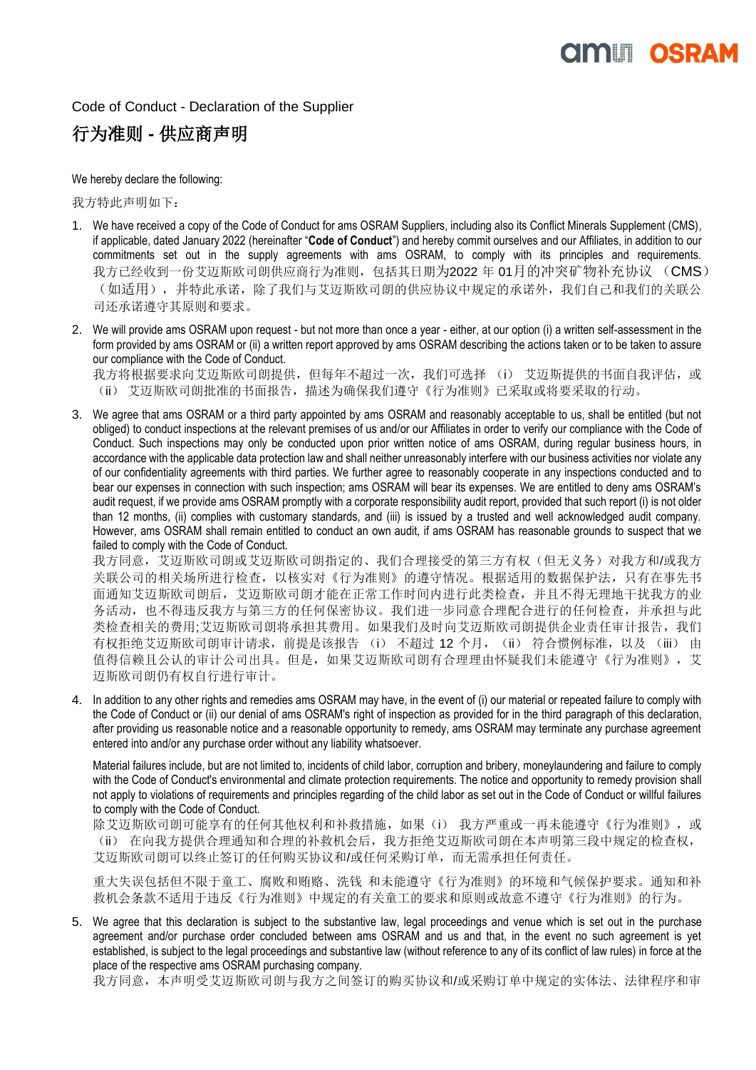Code of Conduct - Declaration of the Supplier

# 行为准则 - 供应商声明

We hereby declare the following:

我方特此声明如下：

1. We have received a copy of the Code of Conduct for ams OSRAM Suppliers, including also its Conflict Minerals Supplement (CMS), if applicable, dated January 2022 (hereinafter "**Code of Conduct**") and hereby commit ourselves and our Affiliates, in addition to our commitments set out in the supply agreements with ams OSRAM, to comply with its principles and requirements.
我方已经收到一份艾迈斯欧司朗供应商行为准则，包括其日期为2022 年 01月的冲突矿物补充协议 （CMS）（如适用），并特此承诺，除了我们与艾迈斯欧司朗的供应协议中规定的承诺外，我们自己和我们的关联公司还承诺遵守其原则和要求。

2. We will provide ams OSRAM upon request - but not more than once a year - either, at our option (i) a written self-assessment in the form provided by ams OSRAM or (ii) a written report approved by ams OSRAM describing the actions taken or to be taken to assure our compliance with the Code of Conduct.
我方将根据要求向艾迈斯欧司朗提供，但每年不超过一次，我们可选择 （i） 艾迈斯提供的书面自我评估，或 （ii） 艾迈斯欧司朗批准的书面报告，描述为确保我们遵守《行为准则》已采取或将要采取的行动。

3. We agree that ams OSRAM or a third party appointed by ams OSRAM and reasonably acceptable to us, shall be entitled (but not obliged) to conduct inspections at the relevant premises of us and/or our Affiliates in order to verify our compliance with the Code of Conduct. Such inspections may only be conducted upon prior written notice of ams OSRAM, during regular business hours, in accordance with the applicable data protection law and shall neither unreasonably interfere with our business activities nor violate any of our confidentiality agreements with third parties. We further agree to reasonably cooperate in any inspections conducted and to bear our expenses in connection with such inspection; ams OSRAM will bear its expenses. We are entitled to deny ams OSRAM's audit request, if we provide ams OSRAM promptly with a corporate responsibility audit report, provided that such report (i) is not older than 12 months, (ii) complies with customary standards, and (iii) is issued by a trusted and well acknowledged audit company. However, ams OSRAM shall remain entitled to conduct an own audit, if ams OSRAM has reasonable grounds to suspect that we failed to comply with the Code of Conduct.
我方同意，艾迈斯欧司朗或艾迈斯欧司朗指定的、我们合理接受的第三方有权（但无义务）对我方和/或我方关联公司的相关场所进行检查，以核实对《行为准则》的遵守情况。根据适用的数据保护法，只有在事先书面通知艾迈斯欧司朗后，艾迈斯欧司朗才能在正常工作时间内进行此类检查，并且不得无理地干扰我方的业务活动，也不得违反我方与第三方的任何保密协议。我们进一步同意合理配合进行的任何检查，并承担与此类检查相关的费用;艾迈斯欧司朗将承担其费用。如果我们及时向艾迈斯欧司朗提供企业责任审计报告，我们有权拒绝艾迈斯欧司朗审计请求，前提是该报告 （i） 不超过 12 个月， （ii） 符合惯例标准，以及 （iii） 由值得信赖且公认的审计公司出具。但是，如果艾迈斯欧司朗有合理理由怀疑我们未能遵守《行为准则》，艾迈斯欧司朗仍有权自行进行审计。

4. In addition to any other rights and remedies ams OSRAM may have, in the event of (i) our material or repeated failure to comply with the Code of Conduct or (ii) our denial of ams OSRAM's right of inspection as provided for in the third paragraph of this declaration, after providing us reasonable notice and a reasonable opportunity to remedy, ams OSRAM may terminate any purchase agreement entered into and/or any purchase order without any liability whatsoever.

   Material failures include, but are not limited to, incidents of child labor, corruption and bribery, moneylaundering and failure to comply with the Code of Conduct's environmental and climate protection requirements. The notice and opportunity to remedy provision shall not apply to violations of requirements and principles regarding of the child labor as set out in the Code of Conduct or willful failures to comply with the Code of Conduct.
除艾迈斯欧司朗可能享有的任何其他权利和补救措施，如果（i） 我方严重或一再未能遵守《行为准则》，或 （ii） 在向我方提供合理通知和合理的补救机会后，我方拒绝艾迈斯欧司朗在本声明第三段中规定的检查权，艾迈斯欧司朗可以终止签订的任何购买协议和/或任何采购订单，而无需承担任何责任。

   重大失误包括但不限于童工、腐败和贿赂、洗钱 和未能遵守《行为准则》的环境和气候保护要求。通知和补救机会条款不适用于违反《行为准则》中规定的有关童工的要求和原则或故意不遵守《行为准则》的行为。

5. We agree that this declaration is subject to the substantive law, legal proceedings and venue which is set out in the purchase agreement and/or purchase order concluded between ams OSRAM and us and that, in the event no such agreement is yet established, is subject to the legal proceedings and substantive law (without reference to any of its conflict of law rules) in force at the place of the respective ams OSRAM purchasing company.
我方同意，本声明受艾迈斯欧司朗与我方之间签订的购买协议和/或采购订单中规定的实体法、法律程序和审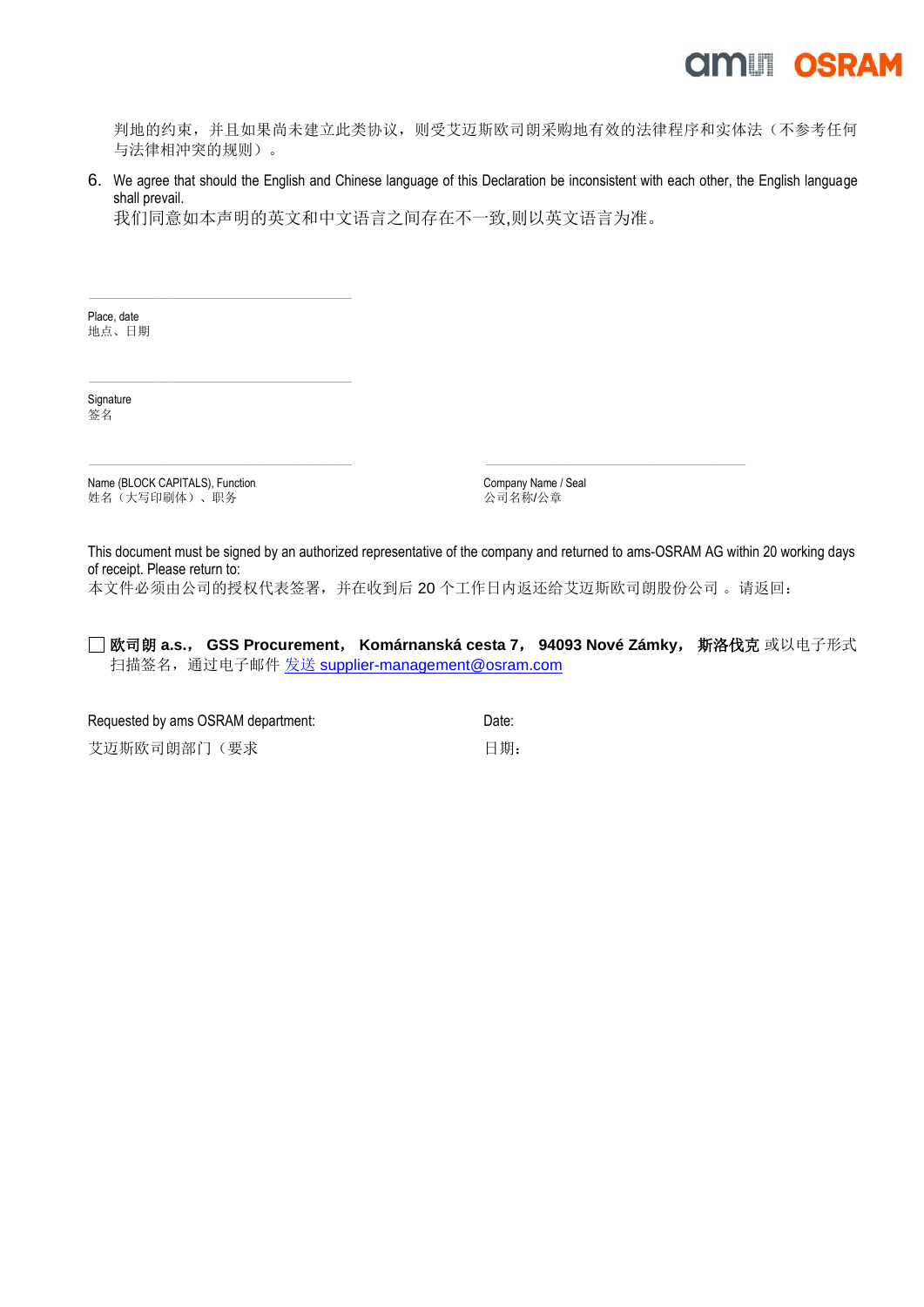判地的约束，并且如果尚未建立此类协议，则受艾迈斯欧司朗采购地有效的法律程序和实体法（不参考任何与法律相冲突的规则）。

6. We agree that should the English and Chinese language of this Declaration be inconsistent with each other, the English language shall prevail.
   我们同意如本声明的英文和中文语言之间存在不一致,则以英文语言为准。

______________________________

Place, date
地点、日期

______________________________

Signature
签名

______________________________

Name (BLOCK CAPITALS), Function
姓名（大写印刷体）、职务

______________________________

Company Name / Seal
公司名称/公章

This document must be signed by an authorized representative of the company and returned to ams-OSRAM AG within 20 working days of receipt. Please return to:
本文件必须由公司的授权代表签署，并在收到后 20 个工作日内返还给艾迈斯欧司朗股份公司 。请返回：

☐ **欧司朗 a.s.， GSS Procurement， Komárnanská cesta 7， 94093 Nové Zámky， 斯洛伐克** 或以电子形式扫描签名，通过电子邮件 发送 supplier-management@osram.com

Requested by ams OSRAM department:
艾迈斯欧司朗部门（要求

Date:
日期：